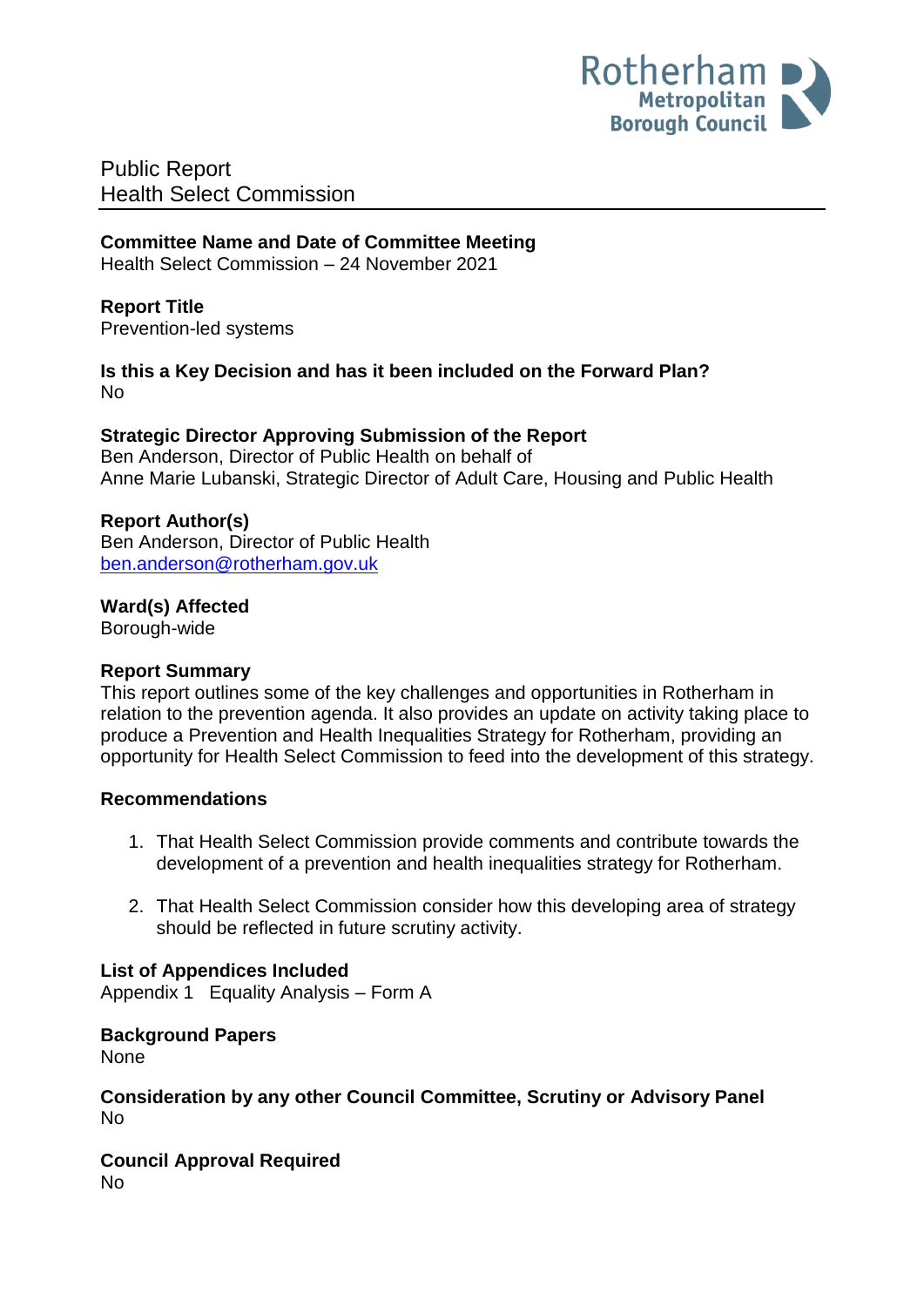Rotherham Metropolitan Borough Council

# Public Report
# Health Select Commission

**Committee Name and Date of Committee Meeting**
Health Select Commission – 24 November 2021

**Report Title**
Prevention-led systems

**Is this a Key Decision and has it been included on the Forward Plan?**
No

**Strategic Director Approving Submission of the Report**
Ben Anderson, Director of Public Health on behalf of
Anne Marie Lubanski, Strategic Director of Adult Care, Housing and Public Health

**Report Author(s)**
Ben Anderson, Director of Public Health
ben.anderson@rotherham.gov.uk

**Ward(s) Affected**
Borough-wide

**Report Summary**
This report outlines some of the key challenges and opportunities in Rotherham in relation to the prevention agenda. It also provides an update on activity taking place to produce a Prevention and Health Inequalities Strategy for Rotherham, providing an opportunity for Health Select Commission to feed into the development of this strategy.

**Recommendations**

1. That Health Select Commission provide comments and contribute towards the development of a prevention and health inequalities strategy for Rotherham.

2. That Health Select Commission consider how this developing area of strategy should be reflected in future scrutiny activity.

**List of Appendices Included**
Appendix 1 Equality Analysis – Form A

**Background Papers**
None

**Consideration by any other Council Committee, Scrutiny or Advisory Panel**
No

**Council Approval Required**
No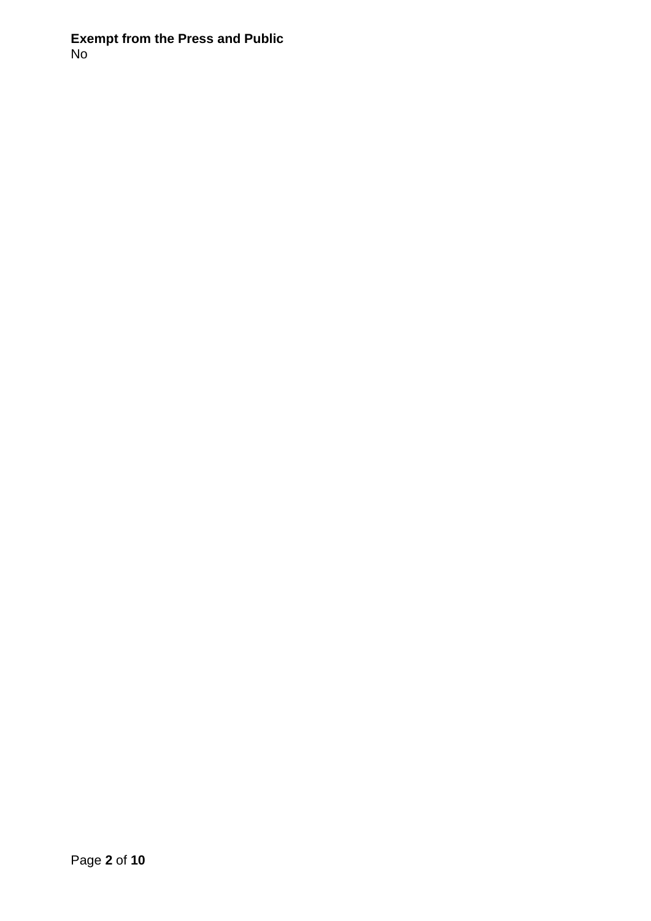**Exempt from the Press and Public**
No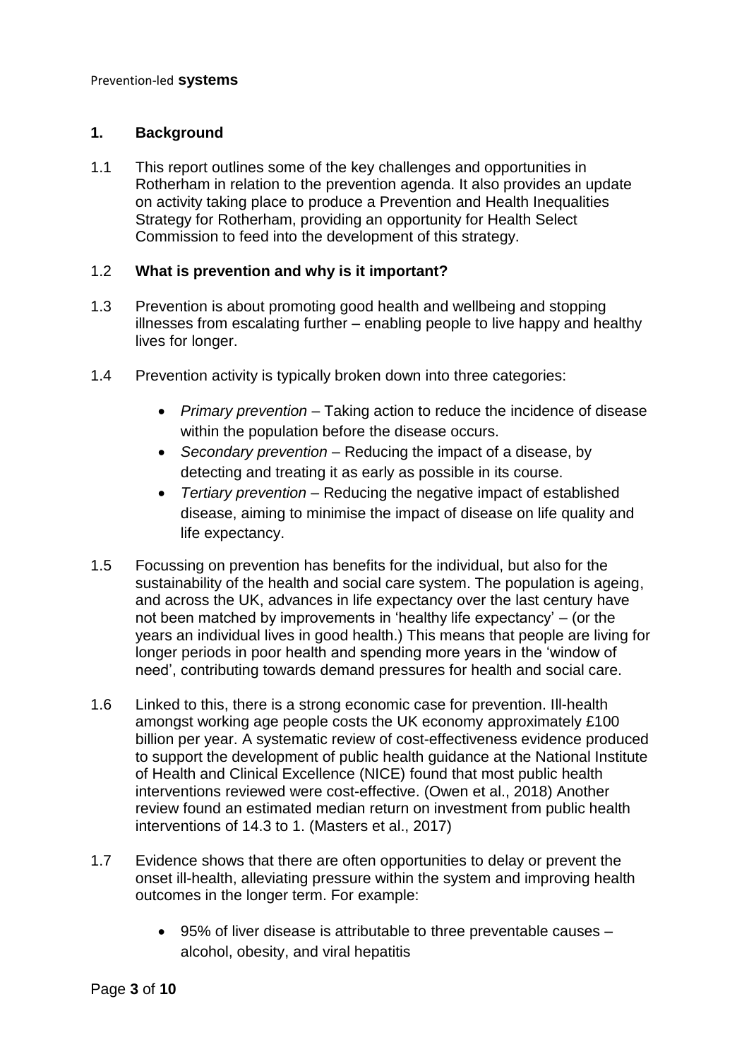## 1. Background

1.1 This report outlines some of the key challenges and opportunities in Rotherham in relation to the prevention agenda. It also provides an update on activity taking place to produce a Prevention and Health Inequalities Strategy for Rotherham, providing an opportunity for Health Select Commission to feed into the development of this strategy.

### 1.2 What is prevention and why is it important?

1.3 Prevention is about promoting good health and wellbeing and stopping illnesses from escalating further – enabling people to live happy and healthy lives for longer.

1.4 Prevention activity is typically broken down into three categories:

- *Primary prevention* – Taking action to reduce the incidence of disease within the population before the disease occurs.
- *Secondary prevention* – Reducing the impact of a disease, by detecting and treating it as early as possible in its course.
- *Tertiary prevention* – Reducing the negative impact of established disease, aiming to minimise the impact of disease on life quality and life expectancy.

1.5 Focussing on prevention has benefits for the individual, but also for the sustainability of the health and social care system. The population is ageing, and across the UK, advances in life expectancy over the last century have not been matched by improvements in 'healthy life expectancy' – (or the years an individual lives in good health.) This means that people are living for longer periods in poor health and spending more years in the 'window of need', contributing towards demand pressures for health and social care.

1.6 Linked to this, there is a strong economic case for prevention. Ill-health amongst working age people costs the UK economy approximately £100 billion per year. A systematic review of cost-effectiveness evidence produced to support the development of public health guidance at the National Institute of Health and Clinical Excellence (NICE) found that most public health interventions reviewed were cost-effective. (Owen et al., 2018) Another review found an estimated median return on investment from public health interventions of 14.3 to 1. (Masters et al., 2017)

1.7 Evidence shows that there are often opportunities to delay or prevent the onset ill-health, alleviating pressure within the system and improving health outcomes in the longer term. For example:

- 95% of liver disease is attributable to three preventable causes – alcohol, obesity, and viral hepatitis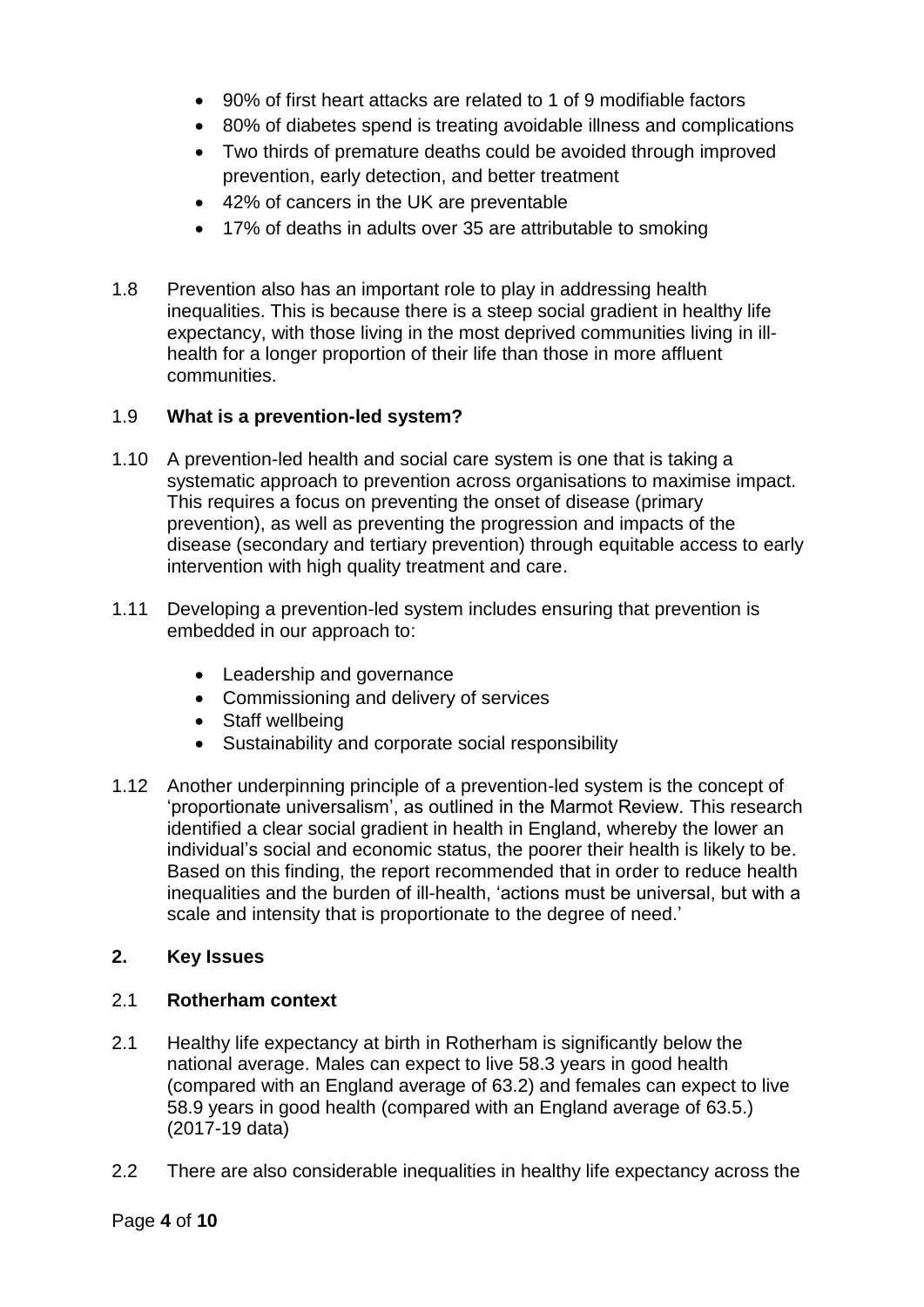- 90% of first heart attacks are related to 1 of 9 modifiable factors
- 80% of diabetes spend is treating avoidable illness and complications
- Two thirds of premature deaths could be avoided through improved prevention, early detection, and better treatment
- 42% of cancers in the UK are preventable
- 17% of deaths in adults over 35 are attributable to smoking

1.8 Prevention also has an important role to play in addressing health inequalities. This is because there is a steep social gradient in healthy life expectancy, with those living in the most deprived communities living in ill-health for a longer proportion of their life than those in more affluent communities.

1.9 **What is a prevention-led system?**

1.10 A prevention-led health and social care system is one that is taking a systematic approach to prevention across organisations to maximise impact. This requires a focus on preventing the onset of disease (primary prevention), as well as preventing the progression and impacts of the disease (secondary and tertiary prevention) through equitable access to early intervention with high quality treatment and care.

1.11 Developing a prevention-led system includes ensuring that prevention is embedded in our approach to:

- Leadership and governance
- Commissioning and delivery of services
- Staff wellbeing
- Sustainability and corporate social responsibility

1.12 Another underpinning principle of a prevention-led system is the concept of 'proportionate universalism', as outlined in the Marmot Review. This research identified a clear social gradient in health in England, whereby the lower an individual's social and economic status, the poorer their health is likely to be. Based on this finding, the report recommended that in order to reduce health inequalities and the burden of ill-health, 'actions must be universal, but with a scale and intensity that is proportionate to the degree of need.'

## 2. Key Issues

2.1 **Rotherham context**

2.1 Healthy life expectancy at birth in Rotherham is significantly below the national average. Males can expect to live 58.3 years in good health (compared with an England average of 63.2) and females can expect to live 58.9 years in good health (compared with an England average of 63.5.) (2017-19 data)

2.2 There are also considerable inequalities in healthy life expectancy across the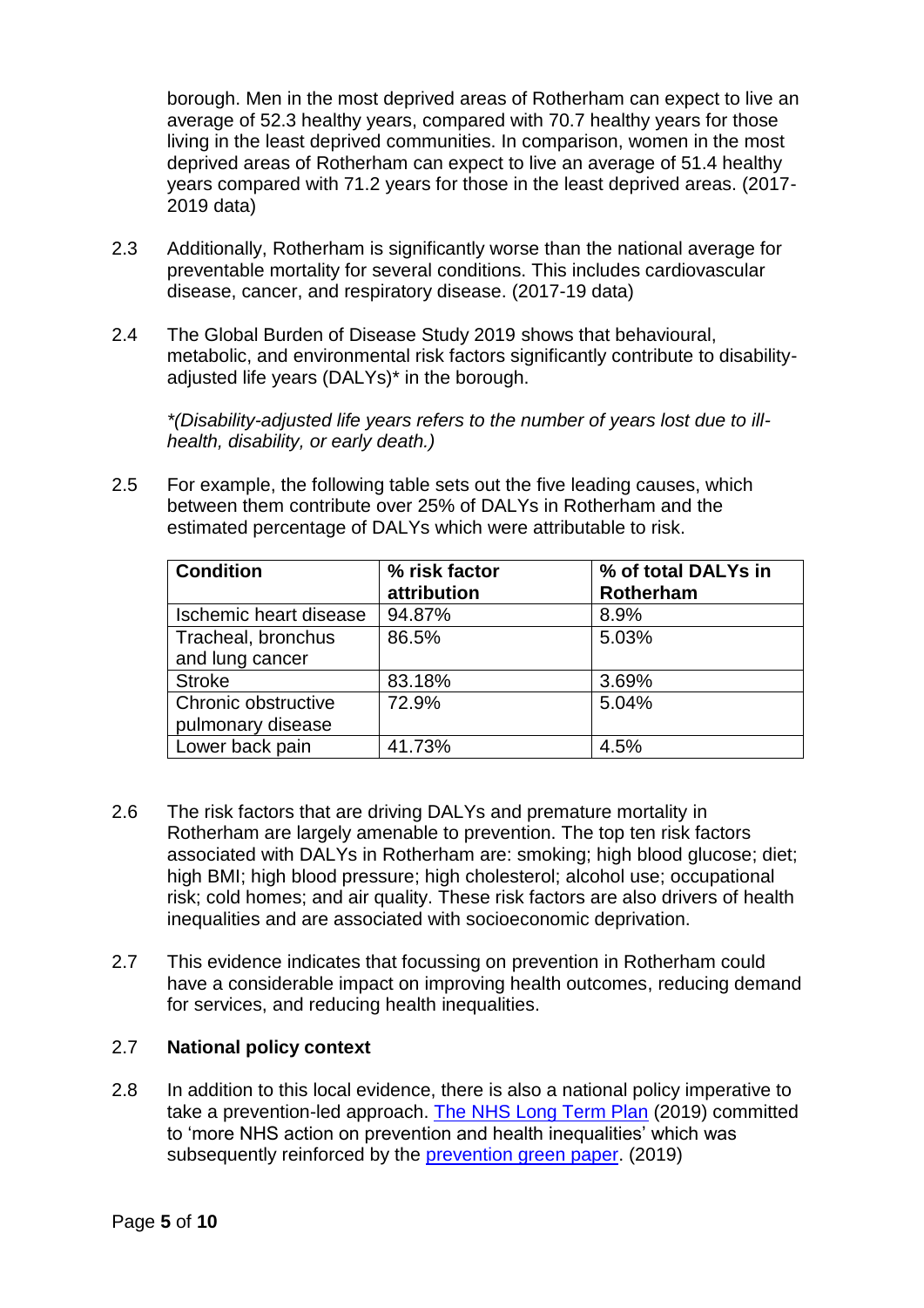borough. Men in the most deprived areas of Rotherham can expect to live an average of 52.3 healthy years, compared with 70.7 healthy years for those living in the least deprived communities. In comparison, women in the most deprived areas of Rotherham can expect to live an average of 51.4 healthy years compared with 71.2 years for those in the least deprived areas. (2017-2019 data)

2.3 Additionally, Rotherham is significantly worse than the national average for preventable mortality for several conditions. This includes cardiovascular disease, cancer, and respiratory disease. (2017-19 data)

2.4 The Global Burden of Disease Study 2019 shows that behavioural, metabolic, and environmental risk factors significantly contribute to disability-adjusted life years (DALYs)* in the borough.

*(Disability-adjusted life years refers to the number of years lost due to ill-health, disability, or early death.)*

2.5 For example, the following table sets out the five leading causes, which between them contribute over 25% of DALYs in Rotherham and the estimated percentage of DALYs which were attributable to risk.

| Condition | % risk factor attribution | % of total DALYs in Rotherham |
| --- | --- | --- |
| Ischemic heart disease | 94.87% | 8.9% |
| Tracheal, bronchus and lung cancer | 86.5% | 5.03% |
| Stroke | 83.18% | 3.69% |
| Chronic obstructive pulmonary disease | 72.9% | 5.04% |
| Lower back pain | 41.73% | 4.5% |

2.6 The risk factors that are driving DALYs and premature mortality in Rotherham are largely amenable to prevention. The top ten risk factors associated with DALYs in Rotherham are: smoking; high blood glucose; diet; high BMI; high blood pressure; high cholesterol; alcohol use; occupational risk; cold homes; and air quality. These risk factors are also drivers of health inequalities and are associated with socioeconomic deprivation.

2.7 This evidence indicates that focussing on prevention in Rotherham could have a considerable impact on improving health outcomes, reducing demand for services, and reducing health inequalities.

## 2.7 National policy context

2.8 In addition to this local evidence, there is also a national policy imperative to take a prevention-led approach. The NHS Long Term Plan (2019) committed to 'more NHS action on prevention and health inequalities' which was subsequently reinforced by the prevention green paper. (2019)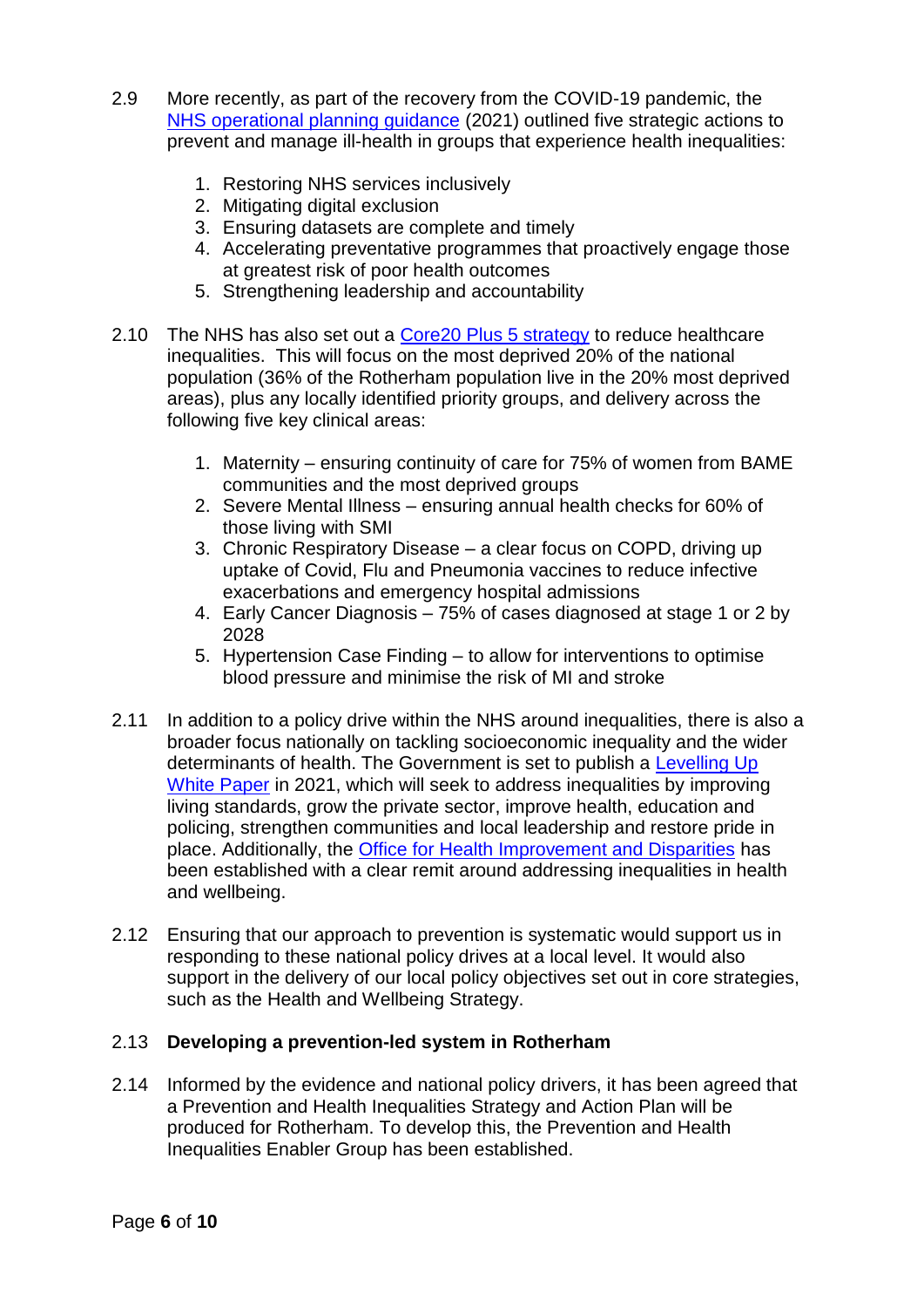2.9 More recently, as part of the recovery from the COVID-19 pandemic, the [NHS operational planning guidance](#) (2021) outlined five strategic actions to prevent and manage ill-health in groups that experience health inequalities:

1. Restoring NHS services inclusively
2. Mitigating digital exclusion
3. Ensuring datasets are complete and timely
4. Accelerating preventative programmes that proactively engage those at greatest risk of poor health outcomes
5. Strengthening leadership and accountability

2.10 The NHS has also set out a [Core20 Plus 5 strategy](#) to reduce healthcare inequalities. This will focus on the most deprived 20% of the national population (36% of the Rotherham population live in the 20% most deprived areas), plus any locally identified priority groups, and delivery across the following five key clinical areas:

1. Maternity – ensuring continuity of care for 75% of women from BAME communities and the most deprived groups
2. Severe Mental Illness – ensuring annual health checks for 60% of those living with SMI
3. Chronic Respiratory Disease – a clear focus on COPD, driving up uptake of Covid, Flu and Pneumonia vaccines to reduce infective exacerbations and emergency hospital admissions
4. Early Cancer Diagnosis – 75% of cases diagnosed at stage 1 or 2 by 2028
5. Hypertension Case Finding – to allow for interventions to optimise blood pressure and minimise the risk of MI and stroke

2.11 In addition to a policy drive within the NHS around inequalities, there is also a broader focus nationally on tackling socioeconomic inequality and the wider determinants of health. The Government is set to publish a [Levelling Up White Paper](#) in 2021, which will seek to address inequalities by improving living standards, grow the private sector, improve health, education and policing, strengthen communities and local leadership and restore pride in place. Additionally, the [Office for Health Improvement and Disparities](#) has been established with a clear remit around addressing inequalities in health and wellbeing.

2.12 Ensuring that our approach to prevention is systematic would support us in responding to these national policy drives at a local level. It would also support in the delivery of our local policy objectives set out in core strategies, such as the Health and Wellbeing Strategy.

## 2.13 Developing a prevention-led system in Rotherham

2.14 Informed by the evidence and national policy drivers, it has been agreed that a Prevention and Health Inequalities Strategy and Action Plan will be produced for Rotherham. To develop this, the Prevention and Health Inequalities Enabler Group has been established.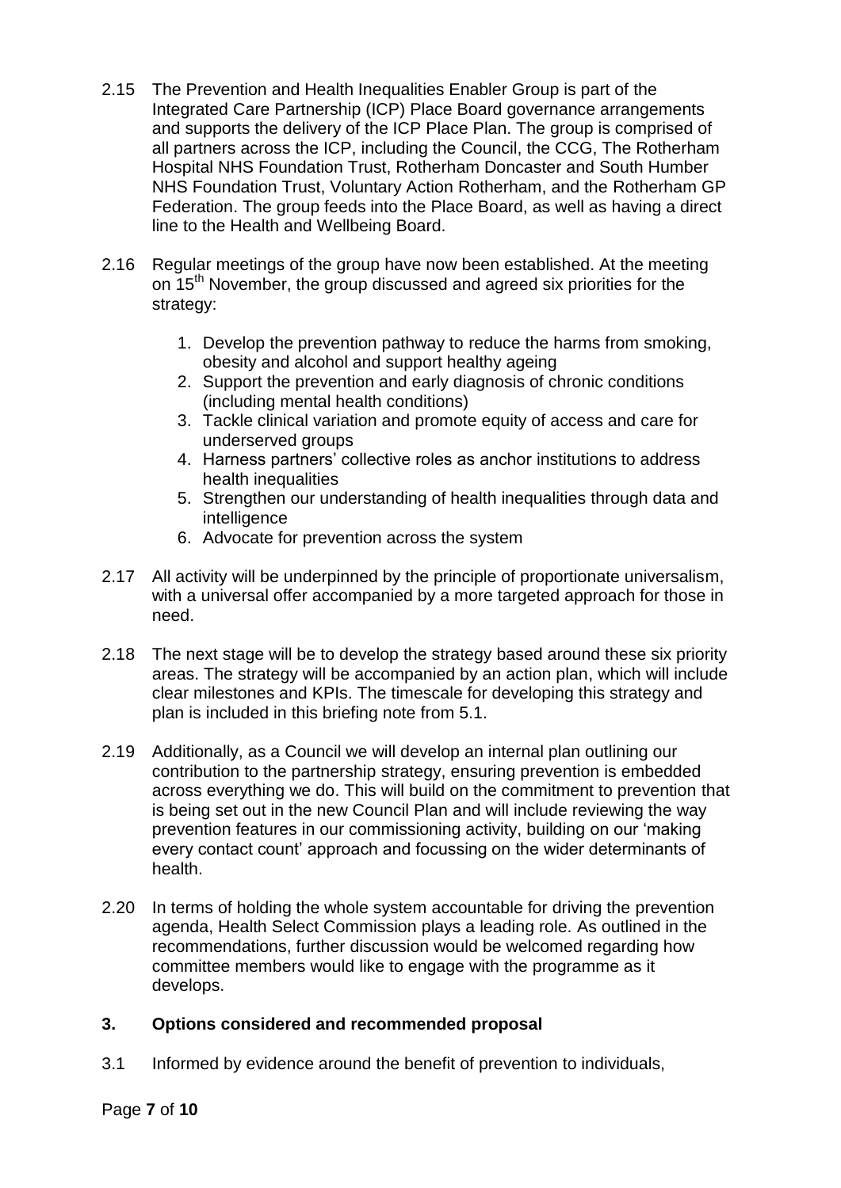2.15 The Prevention and Health Inequalities Enabler Group is part of the Integrated Care Partnership (ICP) Place Board governance arrangements and supports the delivery of the ICP Place Plan. The group is comprised of all partners across the ICP, including the Council, the CCG, The Rotherham Hospital NHS Foundation Trust, Rotherham Doncaster and South Humber NHS Foundation Trust, Voluntary Action Rotherham, and the Rotherham GP Federation. The group feeds into the Place Board, as well as having a direct line to the Health and Wellbeing Board.

2.16 Regular meetings of the group have now been established. At the meeting on 15th November, the group discussed and agreed six priorities for the strategy:

1. Develop the prevention pathway to reduce the harms from smoking, obesity and alcohol and support healthy ageing
2. Support the prevention and early diagnosis of chronic conditions (including mental health conditions)
3. Tackle clinical variation and promote equity of access and care for underserved groups
4. Harness partners' collective roles as anchor institutions to address health inequalities
5. Strengthen our understanding of health inequalities through data and intelligence
6. Advocate for prevention across the system

2.17 All activity will be underpinned by the principle of proportionate universalism, with a universal offer accompanied by a more targeted approach for those in need.

2.18 The next stage will be to develop the strategy based around these six priority areas. The strategy will be accompanied by an action plan, which will include clear milestones and KPIs. The timescale for developing this strategy and plan is included in this briefing note from 5.1.

2.19 Additionally, as a Council we will develop an internal plan outlining our contribution to the partnership strategy, ensuring prevention is embedded across everything we do. This will build on the commitment to prevention that is being set out in the new Council Plan and will include reviewing the way prevention features in our commissioning activity, building on our 'making every contact count' approach and focussing on the wider determinants of health.

2.20 In terms of holding the whole system accountable for driving the prevention agenda, Health Select Commission plays a leading role. As outlined in the recommendations, further discussion would be welcomed regarding how committee members would like to engage with the programme as it develops.

## 3. Options considered and recommended proposal

3.1 Informed by evidence around the benefit of prevention to individuals,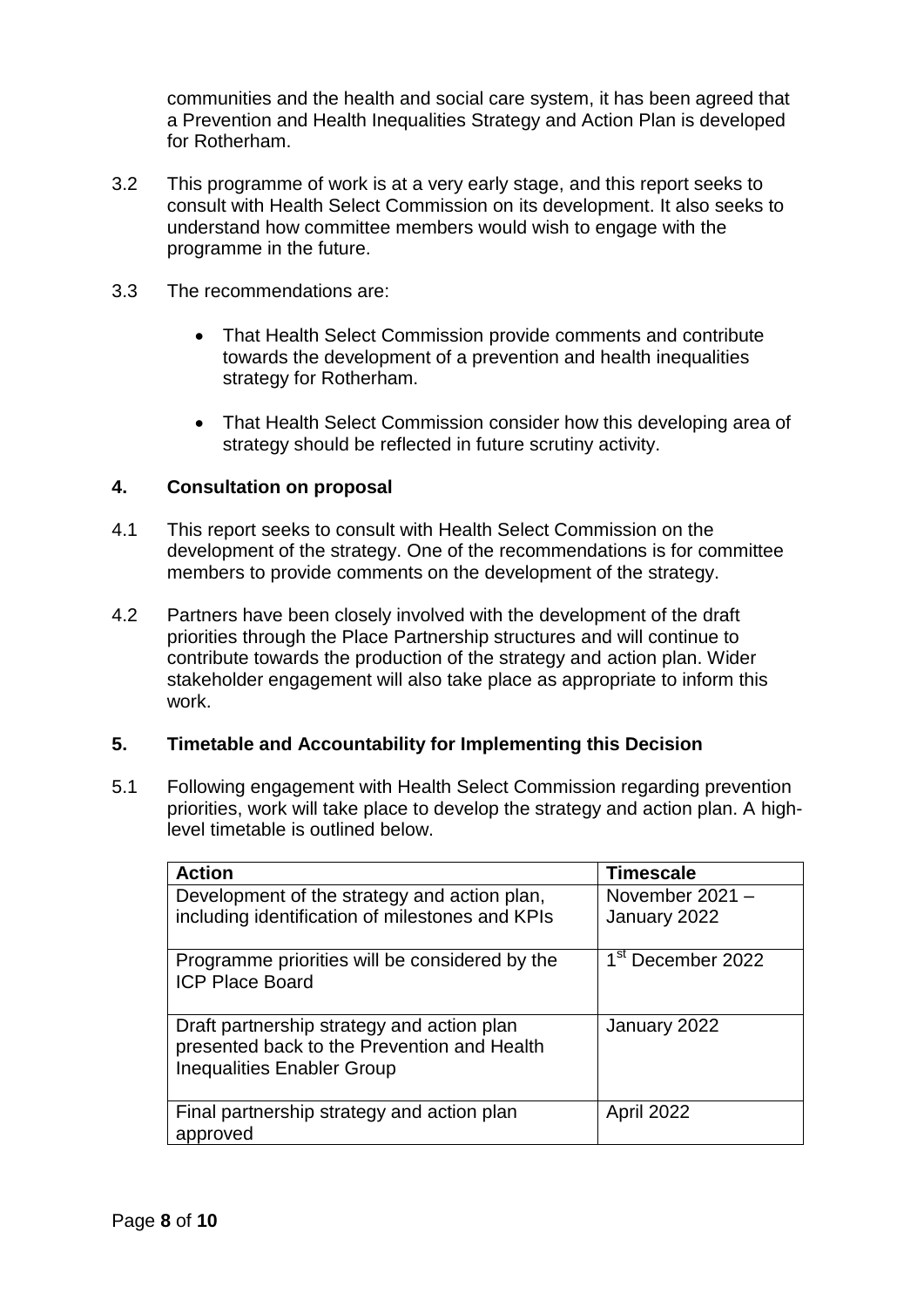communities and the health and social care system, it has been agreed that a Prevention and Health Inequalities Strategy and Action Plan is developed for Rotherham.

3.2 This programme of work is at a very early stage, and this report seeks to consult with Health Select Commission on its development. It also seeks to understand how committee members would wish to engage with the programme in the future.

3.3 The recommendations are:

- That Health Select Commission provide comments and contribute towards the development of a prevention and health inequalities strategy for Rotherham.
- That Health Select Commission consider how this developing area of strategy should be reflected in future scrutiny activity.

## 4. Consultation on proposal

4.1 This report seeks to consult with Health Select Commission on the development of the strategy. One of the recommendations is for committee members to provide comments on the development of the strategy.

4.2 Partners have been closely involved with the development of the draft priorities through the Place Partnership structures and will continue to contribute towards the production of the strategy and action plan. Wider stakeholder engagement will also take place as appropriate to inform this work.

## 5. Timetable and Accountability for Implementing this Decision

5.1 Following engagement with Health Select Commission regarding prevention priorities, work will take place to develop the strategy and action plan. A high-level timetable is outlined below.

| Action | Timescale |
|---|---|
| Development of the strategy and action plan, including identification of milestones and KPIs | November 2021 – January 2022 |
| Programme priorities will be considered by the ICP Place Board | 1st December 2022 |
| Draft partnership strategy and action plan presented back to the Prevention and Health Inequalities Enabler Group | January 2022 |
| Final partnership strategy and action plan approved | April 2022 |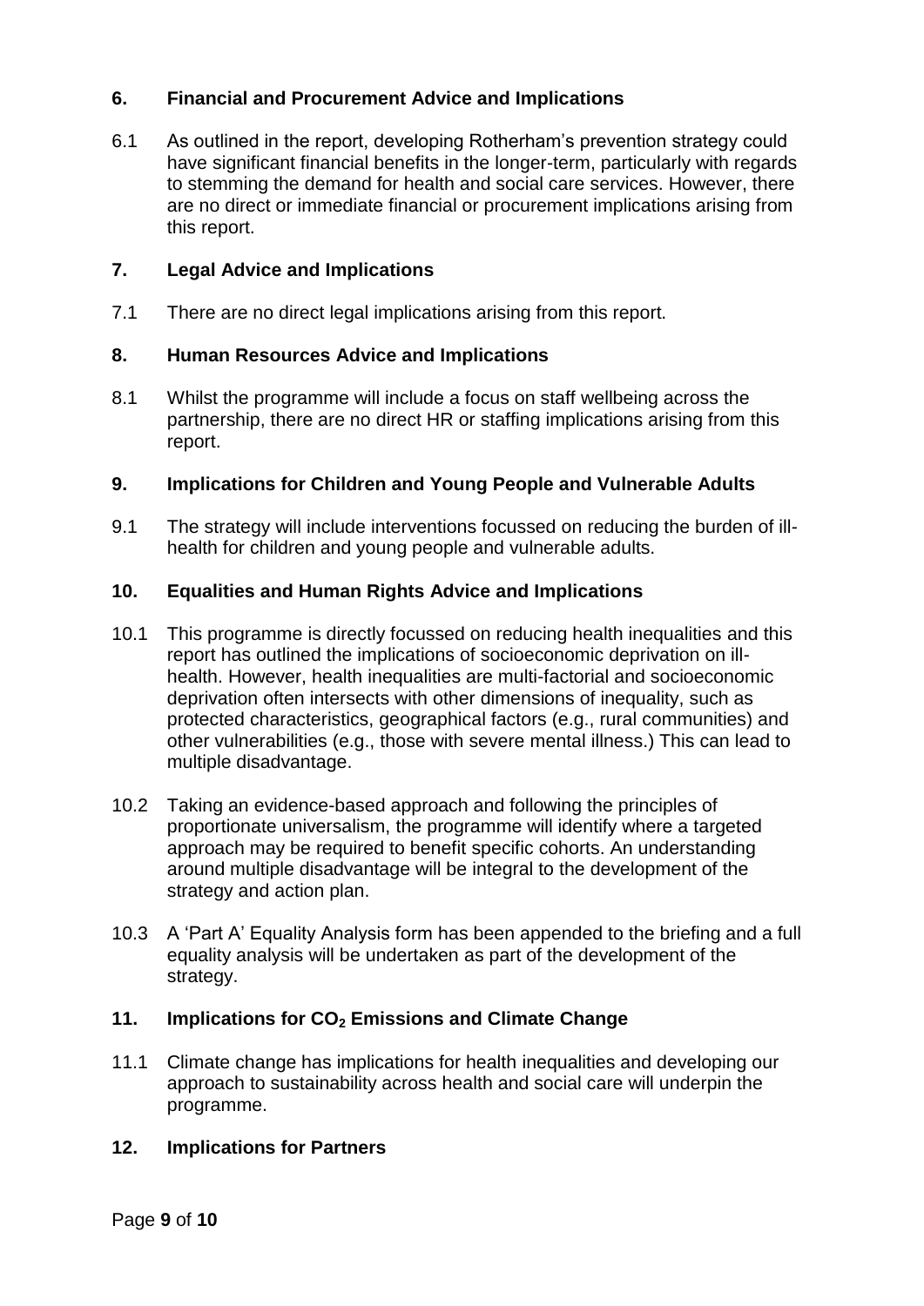## 6. Financial and Procurement Advice and Implications

6.1 As outlined in the report, developing Rotherham's prevention strategy could have significant financial benefits in the longer-term, particularly with regards to stemming the demand for health and social care services. However, there are no direct or immediate financial or procurement implications arising from this report.

## 7. Legal Advice and Implications

7.1 There are no direct legal implications arising from this report.

## 8. Human Resources Advice and Implications

8.1 Whilst the programme will include a focus on staff wellbeing across the partnership, there are no direct HR or staffing implications arising from this report.

## 9. Implications for Children and Young People and Vulnerable Adults

9.1 The strategy will include interventions focussed on reducing the burden of ill-health for children and young people and vulnerable adults.

## 10. Equalities and Human Rights Advice and Implications

10.1 This programme is directly focussed on reducing health inequalities and this report has outlined the implications of socioeconomic deprivation on ill-health. However, health inequalities are multi-factorial and socioeconomic deprivation often intersects with other dimensions of inequality, such as protected characteristics, geographical factors (e.g., rural communities) and other vulnerabilities (e.g., those with severe mental illness.) This can lead to multiple disadvantage.

10.2 Taking an evidence-based approach and following the principles of proportionate universalism, the programme will identify where a targeted approach may be required to benefit specific cohorts. An understanding around multiple disadvantage will be integral to the development of the strategy and action plan.

10.3 A 'Part A' Equality Analysis form has been appended to the briefing and a full equality analysis will be undertaken as part of the development of the strategy.

## 11. Implications for $CO_2$ Emissions and Climate Change

11.1 Climate change has implications for health inequalities and developing our approach to sustainability across health and social care will underpin the programme.

## 12. Implications for Partners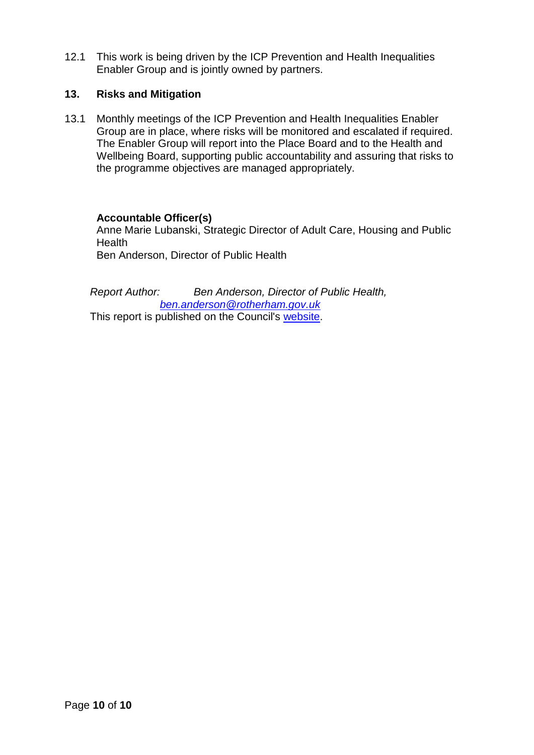12.1 This work is being driven by the ICP Prevention and Health Inequalities Enabler Group and is jointly owned by partners.

## 13. Risks and Mitigation

13.1 Monthly meetings of the ICP Prevention and Health Inequalities Enabler Group are in place, where risks will be monitored and escalated if required. The Enabler Group will report into the Place Board and to the Health and Wellbeing Board, supporting public accountability and assuring that risks to the programme objectives are managed appropriately.

**Accountable Officer(s)**
Anne Marie Lubanski, Strategic Director of Adult Care, Housing and Public Health
Ben Anderson, Director of Public Health

*Report Author: Ben Anderson, Director of Public Health,*
*ben.anderson@rotherham.gov.uk*
This report is published on the Council's website.